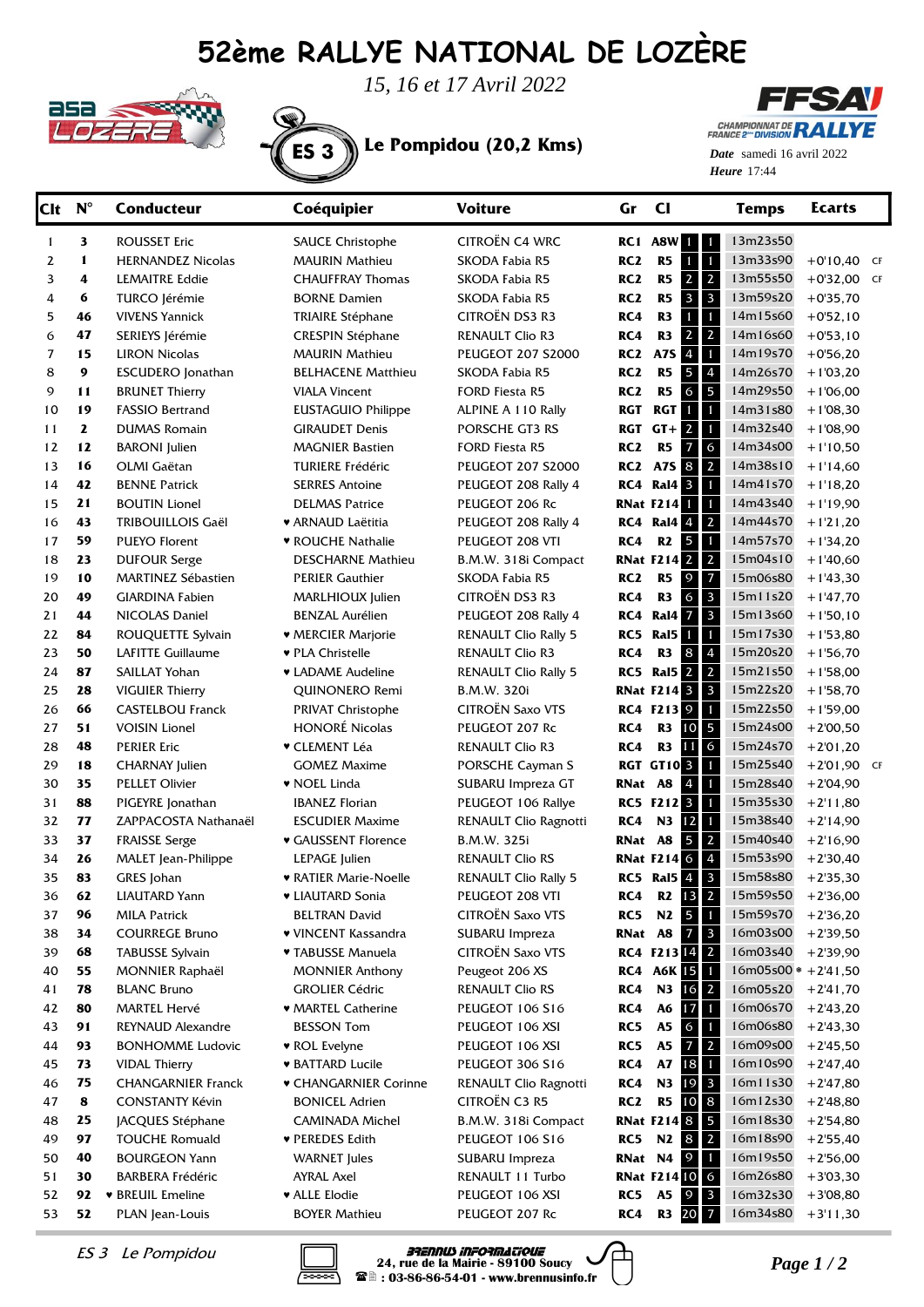# 52ème RALLYE NATIONAL DE LOZÈRE

*15, 16 et 17 Avril 2022*

## ES 3 Le Pompidou (20,2 Kms)

CHAMPIONNAT DE FRANCE 2ème DIVISION RALLYE

*Date* samedi 16 avril 2022
*Heure* 17:44

| Clt | N° | Conducteur | Coéquipier | Voiture | Gr | Cl | | | Temps | Ecarts |
|---|---|---|---|---|---|---|---|---|---|---|
| 1 | 3 | ROUSSET Eric | SAUCE Christophe | CITROËN C4 WRC | RC1 | A8W | 1 | 1 | 13m23s50 | |
| 2 | 1 | HERNANDEZ Nicolas | MAURIN Mathieu | SKODA Fabia R5 | RC2 | R5 | 1 | 1 | 13m33s90 | +0'10,40 CF |
| 3 | 4 | LEMAITRE Eddie | CHAUFFRAY Thomas | SKODA Fabia R5 | RC2 | R5 | 2 | 2 | 13m55s50 | +0'32,00 CF |
| 4 | 6 | TURCO Jérémie | BORNE Damien | SKODA Fabia R5 | RC2 | R5 | 3 | 3 | 13m59s20 | +0'35,70 |
| 5 | 46 | VIVENS Yannick | TRIAIRE Stéphane | CITROËN DS3 R3 | RC4 | R3 | 1 | 1 | 14m15s60 | +0'52,10 |
| 6 | 47 | SERIEYS Jérémie | CRESPIN Stéphane | RENAULT Clio R3 | RC4 | R3 | 2 | 2 | 14m16s60 | +0'53,10 |
| 7 | 15 | LIRON Nicolas | MAURIN Mathieu | PEUGEOT 207 S2000 | RC2 | A7S | 4 | 1 | 14m19s70 | +0'56,20 |
| 8 | 9 | ESCUDERO Jonathan | BELHACENE Matthieu | SKODA Fabia R5 | RC2 | R5 | 5 | 4 | 14m26s70 | +1'03,20 |
| 9 | 11 | BRUNET Thierry | VIALA Vincent | FORD Fiesta R5 | RC2 | R5 | 6 | 5 | 14m29s50 | +1'06,00 |
| 10 | 19 | FASSIO Bertrand | EUSTAGUIO Philippe | ALPINE A 110 Rally | RGT | RGT | 1 | 1 | 14m31s80 | +1'08,30 |
| 11 | 2 | DUMAS Romain | GIRAUDET Denis | PORSCHE GT3 RS | RGT | GT+ | 2 | 1 | 14m32s40 | +1'08,90 |
| 12 | 12 | BARONI Julien | MAGNIER Bastien | FORD Fiesta R5 | RC2 | R5 | 7 | 6 | 14m34s00 | +1'10,50 |
| 13 | 16 | OLMI Gaëtan | TURIERE Frédéric | PEUGEOT 207 S2000 | RC2 | A7S | 8 | 2 | 14m38s10 | +1'14,60 |
| 14 | 42 | BENNE Patrick | SERRES Antoine | PEUGEOT 208 Rally 4 | RC4 | Ral4 | 3 | 1 | 14m41s70 | +1'18,20 |
| 15 | 21 | BOUTIN Lionel | DELMAS Patrice | PEUGEOT 206 Rc | RNat | F214 | 1 | 1 | 14m43s40 | +1'19,90 |
| 16 | 43 | TRIBOUILLOIS Gaël | ♥ ARNAUD Laëtitia | PEUGEOT 208 Rally 4 | RC4 | Ral4 | 4 | 2 | 14m44s70 | +1'21,20 |
| 17 | 59 | PUEYO Florent | ♥ ROUCHE Nathalie | PEUGEOT 208 VTI | RC4 | R2 | 5 | 1 | 14m57s70 | +1'34,20 |
| 18 | 23 | DUFOUR Serge | DESCHARNE Mathieu | B.M.W. 318i Compact | RNat | F214 | 2 | 2 | 15m04s10 | +1'40,60 |
| 19 | 10 | MARTINEZ Sébastien | PERIER Gauthier | SKODA Fabia R5 | RC2 | R5 | 9 | 7 | 15m06s80 | +1'43,30 |
| 20 | 49 | GIARDINA Fabien | MARLHIOUX Julien | CITROËN DS3 R3 | RC4 | R3 | 6 | 3 | 15m11s20 | +1'47,70 |
| 21 | 44 | NICOLAS Daniel | BENZAL Aurélien | PEUGEOT 208 Rally 4 | RC4 | Ral4 | 7 | 3 | 15m13s60 | +1'50,10 |
| 22 | 84 | ROUQUETTE Sylvain | ♥ MERCIER Marjorie | RENAULT Clio Rally 5 | RC5 | Ral5 | 1 | 1 | 15m17s30 | +1'53,80 |
| 23 | 50 | LAFITTE Guillaume | ♥ PLA Christelle | RENAULT Clio R3 | RC4 | R3 | 8 | 4 | 15m20s20 | +1'56,70 |
| 24 | 87 | SAILLAT Yohan | ♥ LADAME Audeline | RENAULT Clio Rally 5 | RC5 | Ral5 | 2 | 2 | 15m21s50 | +1'58,00 |
| 25 | 28 | VIGUIER Thierry | QUINONERO Remi | B.M.W. 320i | RNat | F214 | 3 | 3 | 15m22s20 | +1'58,70 |
| 26 | 66 | CASTELBOU Franck | PRIVAT Christophe | CITROËN Saxo VTS | RC4 | F213 | 9 | 1 | 15m22s50 | +1'59,00 |
| 27 | 51 | VOISIN Lionel | HONORÉ Nicolas | PEUGEOT 207 Rc | RC4 | R3 | 10 | 5 | 15m24s00 | +2'00,50 |
| 28 | 48 | PERIER Eric | ♥ CLEMENT Léa | RENAULT Clio R3 | RC4 | R3 | 11 | 6 | 15m24s70 | +2'01,20 |
| 29 | 18 | CHARNAY Julien | GOMEZ Maxime | PORSCHE Cayman S | RGT | GT10 | 3 | 1 | 15m25s40 | +2'01,90 CF |
| 30 | 35 | PELLET Olivier | ♥ NOEL Linda | SUBARU Impreza GT | RNat | A8 | 4 | 1 | 15m28s40 | +2'04,90 |
| 31 | 88 | PIGEYRE Jonathan | IBANEZ Florian | PEUGEOT 106 Rallye | RC5 | F212 | 3 | 1 | 15m35s30 | +2'11,80 |
| 32 | 77 | ZAPPACOSTA Nathanaël | ESCUDIER Maxime | RENAULT Clio Ragnotti | RC4 | N3 | 12 | 1 | 15m38s40 | +2'14,90 |
| 33 | 37 | FRAISSE Serge | ♥ GAUSSENT Florence | B.M.W. 325i | RNat | A8 | 5 | 2 | 15m40s40 | +2'16,90 |
| 34 | 26 | MALET Jean-Philippe | LEPAGE Julien | RENAULT Clio RS | RNat | F214 | 6 | 4 | 15m53s90 | +2'30,40 |
| 35 | 83 | GRES Johan | ♥ RATIER Marie-Noelle | RENAULT Clio Rally 5 | RC5 | Ral5 | 4 | 3 | 15m58s80 | +2'35,30 |
| 36 | 62 | LIAUTARD Yann | ♥ LIAUTARD Sonia | PEUGEOT 208 VTI | RC4 | R2 | 13 | 2 | 15m59s50 | +2'36,00 |
| 37 | 96 | MILA Patrick | BELTRAN David | CITROËN Saxo VTS | RC5 | N2 | 5 | 1 | 15m59s70 | +2'36,20 |
| 38 | 34 | COURREGE Bruno | ♥ VINCENT Kassandra | SUBARU Impreza | RNat | A8 | 7 | 3 | 16m03s00 | +2'39,50 |
| 39 | 68 | TABUSSE Sylvain | ♥ TABUSSE Manuela | CITROËN Saxo VTS | RC4 | F213 | 14 | 2 | 16m03s40 | +2'39,90 |
| 40 | 55 | MONNIER Raphaël | MONNIER Anthony | Peugeot 206 XS | RC4 | A6K | 15 | 1 | 16m05s00 * | +2'41,50 |
| 41 | 78 | BLANC Bruno | GROLIER Cédric | RENAULT Clio RS | RC4 | N3 | 16 | 2 | 16m05s20 | +2'41,70 |
| 42 | 80 | MARTEL Hervé | ♥ MARTEL Catherine | PEUGEOT 106 S16 | RC4 | A6 | 17 | 1 | 16m06s70 | +2'43,20 |
| 43 | 91 | REYNAUD Alexandre | BESSON Tom | PEUGEOT 106 XSI | RC5 | A5 | 6 | 1 | 16m06s80 | +2'43,30 |
| 44 | 93 | BONHOMME Ludovic | ♥ ROL Evelyne | PEUGEOT 106 XSI | RC5 | A5 | 7 | 2 | 16m09s00 | +2'45,50 |
| 45 | 73 | VIDAL Thierry | ♥ BATTARD Lucile | PEUGEOT 306 S16 | RC4 | A7 | 18 | 1 | 16m10s90 | +2'47,40 |
| 46 | 75 | CHANGARNIER Franck | ♥ CHANGARNIER Corinne | RENAULT Clio Ragnotti | RC4 | N3 | 19 | 3 | 16m11s30 | +2'47,80 |
| 47 | 8 | CONSTANTY Kévin | BONICEL Adrien | CITROËN C3 R5 | RC2 | R5 | 10 | 8 | 16m12s30 | +2'48,80 |
| 48 | 25 | JACQUES Stéphane | CAMINADA Michel | B.M.W. 318i Compact | RNat | F214 | 8 | 5 | 16m18s30 | +2'54,80 |
| 49 | 97 | TOUCHE Romuald | ♥ PEREDES Edith | PEUGEOT 106 S16 | RC5 | N2 | 8 | 2 | 16m18s90 | +2'55,40 |
| 50 | 40 | BOURGEON Yann | WARNET Jules | SUBARU Impreza | RNat | N4 | 9 | 1 | 16m19s50 | +2'56,00 |
| 51 | 30 | BARBERA Frédéric | AYRAL Axel | RENAULT 11 Turbo | RNat | F214 | 10 | 6 | 16m26s80 | +3'03,30 |
| 52 | 92 | ♥ BREUIL Emeline | ♥ ALLE Elodie | PEUGEOT 106 XSI | RC5 | A5 | 9 | 3 | 16m32s30 | +3'08,80 |
| 53 | 52 | PLAN Jean-Louis | BOYER Mathieu | PEUGEOT 207 Rc | RC4 | R3 | 20 | 7 | 16m34s80 | +3'11,30 |

*ES 3 Le Pompidou*

BRENNUS INFORMATIQUE
24, rue de la Mairie - 89100 Soucy
: 03-86-86-54-01 - www.brennusinfo.fr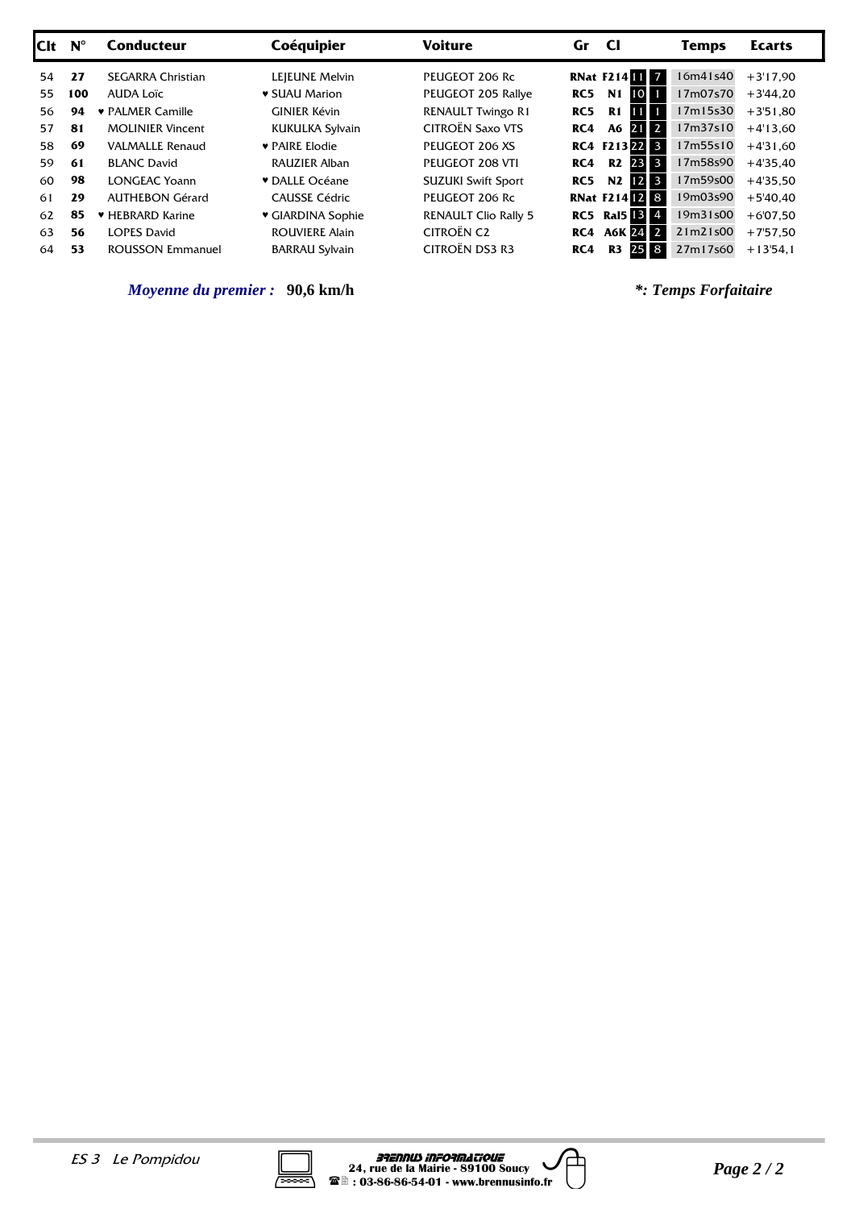| Clt | N° | Conducteur | Coéquipier | Voiture | Gr | Cl | | | Temps | Ecarts |
|---|---|---|---|---|---|---|---|---|---|---|
| 54 | **27** | SEGARRA Christian | LEJEUNE Melvin | PEUGEOT 206 Rc | **RNat** | **F214** | 11 | 7 | 16m41s40 | +3'17,90 |
| 55 | **100** | AUDA Loïc | ♥ SUAU Marion | PEUGEOT 205 Rallye | **RC5** | **N1** | 10 | 1 | 17m07s70 | +3'44,20 |
| 56 | **94** | ♥ PALMER Camille | GINIER Kévin | RENAULT Twingo R1 | **RC5** | **R1** | 11 | 1 | 17m15s30 | +3'51,80 |
| 57 | **81** | MOLINIER Vincent | KUKULKA Sylvain | CITROËN Saxo VTS | **RC4** | **A6** | 21 | 2 | 17m37s10 | +4'13,60 |
| 58 | **69** | VALMALLE Renaud | ♥ PAIRE Elodie | PEUGEOT 206 XS | **RC4** | **F213** | 22 | 3 | 17m55s10 | +4'31,60 |
| 59 | **61** | BLANC David | RAUZIER Alban | PEUGEOT 208 VTI | **RC4** | **R2** | 23 | 3 | 17m58s90 | +4'35,40 |
| 60 | **98** | LONGEAC Yoann | ♥ DALLE Océane | SUZUKI Swift Sport | **RC5** | **N2** | 12 | 3 | 17m59s00 | +4'35,50 |
| 61 | **29** | AUTHEBON Gérard | CAUSSE Cédric | PEUGEOT 206 Rc | **RNat** | **F214** | 12 | 8 | 19m03s90 | +5'40,40 |
| 62 | **85** | ♥ HEBRARD Karine | ♥ GIARDINA Sophie | RENAULT Clio Rally 5 | **RC5** | **Ral5** | 13 | 4 | 19m31s00 | +6'07,50 |
| 63 | **56** | LOPES David | ROUVIERE Alain | CITROËN C2 | **RC4** | **A6K** | 24 | 2 | 21m21s00 | +7'57,50 |
| 64 | **53** | ROUSSON Emmanuel | BARRAU Sylvain | CITROËN DS3 R3 | **RC4** | **R3** | 25 | 8 | 27m17s60 | +13'54,1 |

*Moyenne du premier :* **90,6 km/h**

***: Temps Forfaitaire***

ES 3 Le Pompidou

BRENNUS INFORMATIQUE
24, rue de la Mairie - 89100 Soucy
: 03-86-86-54-01 - www.brennusinfo.fr